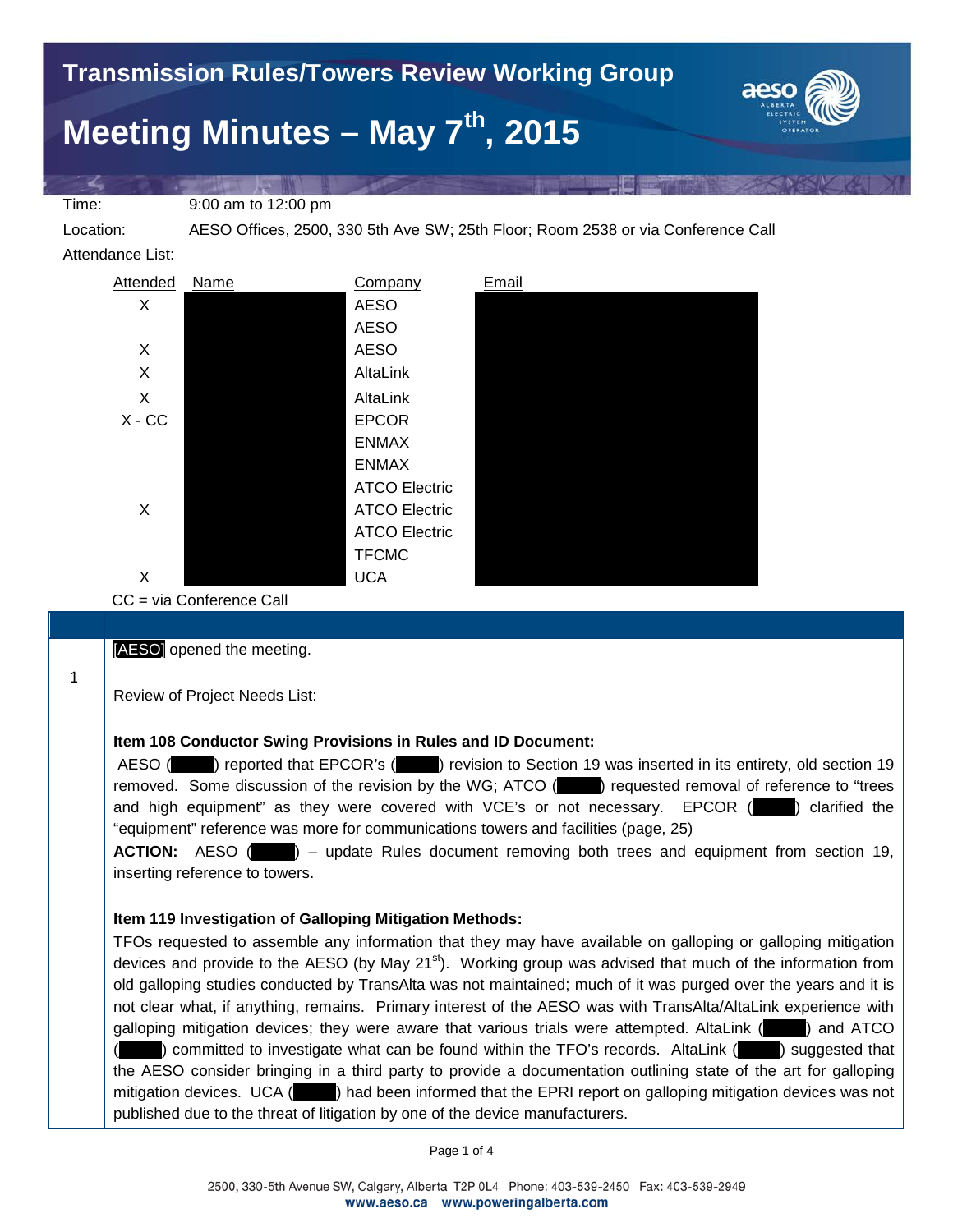# Transmission Rules/Towers Review Working Group

# Meeting Minutes – May 7th, 2015

Time: 9:00 am to 12:00 pm

Location: AESO Offices, 2500, 330 5th Ave SW; 25th Floor; Room 2538 or via Conference Call

Attendance List:

| Attended | Name | Company | Email |
|---|---|---|---|
| X | | AESO | |
| | | AESO | |
| X | | AESO | |
| X | | AltaLink | |
| X | | AltaLink | |
| X - CC | | EPCOR | |
| | | ENMAX | |
| | | ENMAX | |
| | | ATCO Electric | |
| X | | ATCO Electric | |
| | | ATCO Electric | |
| | | TFCMC | |
| X | | UCA | |

CC = via Conference Call

[AESO] opened the meeting.

1

Review of Project Needs List:

**Item 108 Conductor Swing Provisions in Rules and ID Document:**

AESO ( ) reported that EPCOR's ( ) revision to Section 19 was inserted in its entirety, old section 19 removed. Some discussion of the revision by the WG; ATCO ( ) requested removal of reference to "trees and high equipment" as they were covered with VCE's or not necessary. EPCOR ( ) clarified the "equipment" reference was more for communications towers and facilities (page, 25)

**ACTION:** AESO ( ) – update Rules document removing both trees and equipment from section 19, inserting reference to towers.

**Item 119 Investigation of Galloping Mitigation Methods:**

TFOs requested to assemble any information that they may have available on galloping or galloping mitigation devices and provide to the AESO (by May 21st). Working group was advised that much of the information from old galloping studies conducted by TransAlta was not maintained; much of it was purged over the years and it is not clear what, if anything, remains. Primary interest of the AESO was with TransAlta/AltaLink experience with galloping mitigation devices; they were aware that various trials were attempted. AltaLink ( ) and ATCO ( ) committed to investigate what can be found within the TFO's records. AltaLink ( ) suggested that the AESO consider bringing in a third party to provide a documentation outlining state of the art for galloping mitigation devices. UCA ( ) had been informed that the EPRI report on galloping mitigation devices was not published due to the threat of litigation by one of the device manufacturers.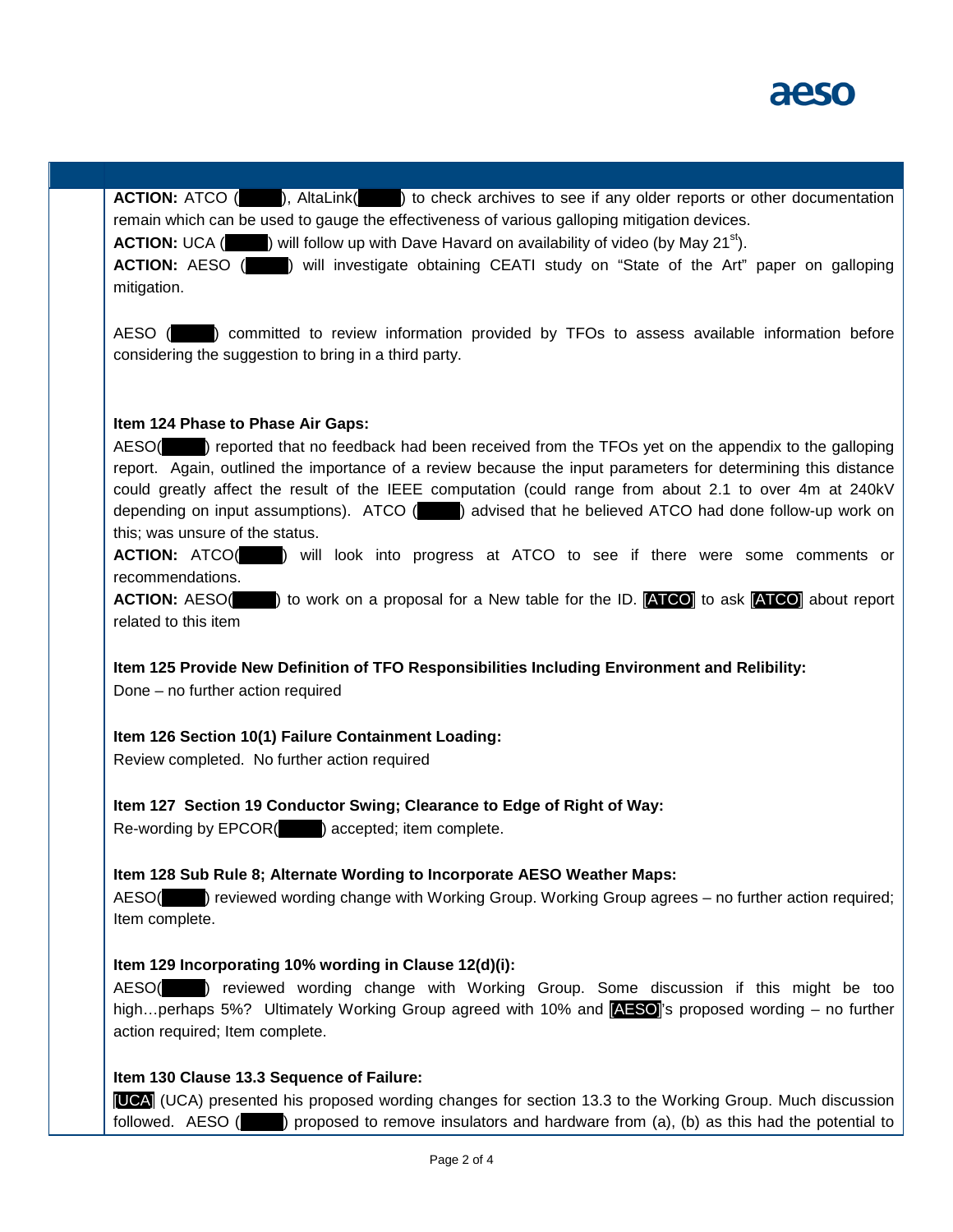**ACTION:** ATCO (      ), AltaLink(      ) to check archives to see if any older reports or other documentation remain which can be used to gauge the effectiveness of various galloping mitigation devices.

**ACTION:** UCA (      ) will follow up with Dave Havard on availability of video (by May 21st).

**ACTION:** AESO (      ) will investigate obtaining CEATI study on "State of the Art" paper on galloping mitigation.

AESO (      ) committed to review information provided by TFOs to assess available information before considering the suggestion to bring in a third party.

**Item 124 Phase to Phase Air Gaps:**

AESO(      ) reported that no feedback had been received from the TFOs yet on the appendix to the galloping report. Again, outlined the importance of a review because the input parameters for determining this distance could greatly affect the result of the IEEE computation (could range from about 2.1 to over 4m at 240kV depending on input assumptions). ATCO (      ) advised that he believed ATCO had done follow-up work on this; was unsure of the status.

**ACTION:** ATCO(      ) will look into progress at ATCO to see if there were some comments or recommendations.

**ACTION:** AESO(      ) to work on a proposal for a New table for the ID. [ATCO] to ask [ATCO] about report related to this item

**Item 125 Provide New Definition of TFO Responsibilities Including Environment and Relibility:**

Done – no further action required

**Item 126 Section 10(1) Failure Containment Loading:**

Review completed. No further action required

**Item 127 Section 19 Conductor Swing; Clearance to Edge of Right of Way:**

Re-wording by EPCOR(      ) accepted; item complete.

**Item 128 Sub Rule 8; Alternate Wording to Incorporate AESO Weather Maps:**

AESO(      ) reviewed wording change with Working Group. Working Group agrees – no further action required; Item complete.

**Item 129 Incorporating 10% wording in Clause 12(d)(i):**

AESO(      ) reviewed wording change with Working Group. Some discussion if this might be too high…perhaps 5%? Ultimately Working Group agreed with 10% and [AESO]'s proposed wording – no further action required; Item complete.

**Item 130 Clause 13.3 Sequence of Failure:**

[UCA] (UCA) presented his proposed wording changes for section 13.3 to the Working Group. Much discussion followed. AESO (      ) proposed to remove insulators and hardware from (a), (b) as this had the potential to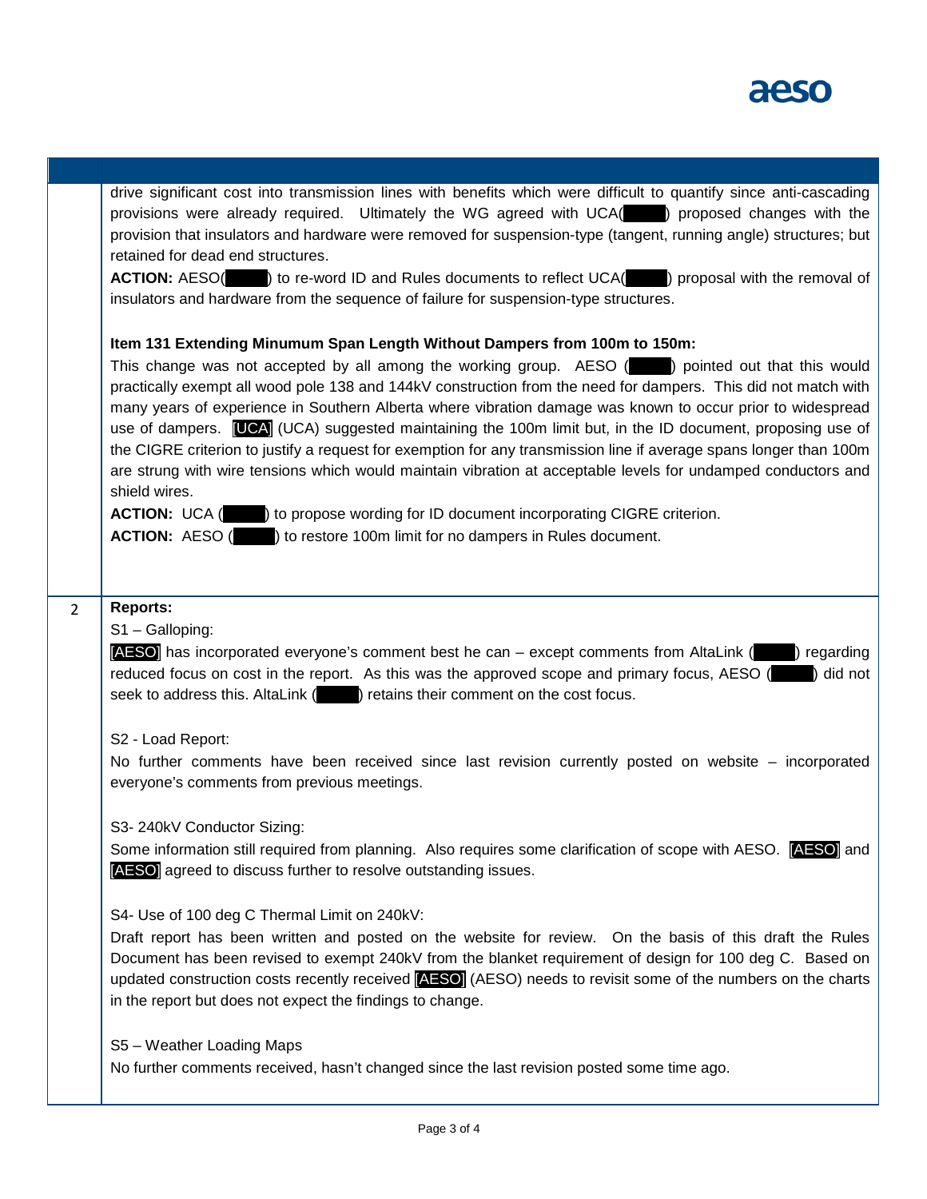| | |
|---|---|
| | drive significant cost into transmission lines with benefits which were difficult to quantify since anti-cascading provisions were already required. Ultimately the WG agreed with UCA(█████) proposed changes with the provision that insulators and hardware were removed for suspension-type (tangent, running angle) structures; but retained for dead end structures.<br>**ACTION:** AESO(█████) to re-word ID and Rules documents to reflect UCA(█████) proposal with the removal of insulators and hardware from the sequence of failure for suspension-type structures.<br><br>**Item 131 Extending Minumum Span Length Without Dampers from 100m to 150m:**<br>This change was not accepted by all among the working group. AESO (█████) pointed out that this would practically exempt all wood pole 138 and 144kV construction from the need for dampers. This did not match with many years of experience in Southern Alberta where vibration damage was known to occur prior to widespread use of dampers. [UCA] (UCA) suggested maintaining the 100m limit but, in the ID document, proposing use of the CIGRE criterion to justify a request for exemption for any transmission line if average spans longer than 100m are strung with wire tensions which would maintain vibration at acceptable levels for undamped conductors and shield wires.<br>**ACTION:** UCA (█████) to propose wording for ID document incorporating CIGRE criterion.<br>**ACTION:** AESO (█████) to restore 100m limit for no dampers in Rules document. |
| 2 | **Reports:**<br>S1 – Galloping:<br>[AESO] has incorporated everyone's comment best he can – except comments from AltaLink (█████) regarding reduced focus on cost in the report. As this was the approved scope and primary focus, AESO (█████) did not seek to address this. AltaLink (█████) retains their comment on the cost focus.<br><br>S2 - Load Report:<br>No further comments have been received since last revision currently posted on website – incorporated everyone's comments from previous meetings.<br><br>S3- 240kV Conductor Sizing:<br>Some information still required from planning. Also requires some clarification of scope with AESO. [AESO] and [AESO] agreed to discuss further to resolve outstanding issues.<br><br>S4- Use of 100 deg C Thermal Limit on 240kV:<br>Draft report has been written and posted on the website for review. On the basis of this draft the Rules Document has been revised to exempt 240kV from the blanket requirement of design for 100 deg C. Based on updated construction costs recently received [AESO] (AESO) needs to revisit some of the numbers on the charts in the report but does not expect the findings to change.<br><br>S5 – Weather Loading Maps<br>No further comments received, hasn't changed since the last revision posted some time ago. |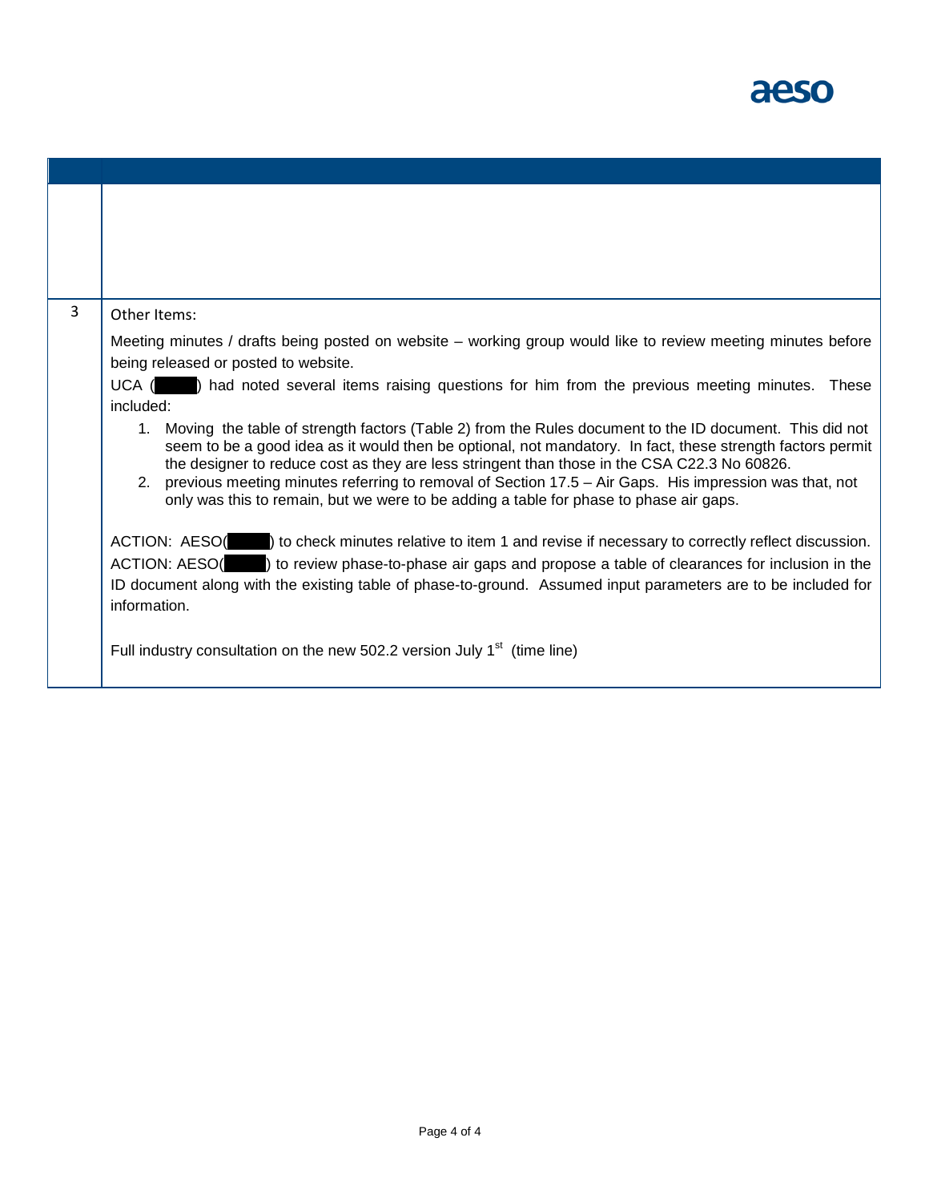| | |
|---|---|
| | |
| 3 | Other Items:<br><br>Meeting minutes / drafts being posted on website – working group would like to review meeting minutes before being released or posted to website.<br><br>UCA (█████) had noted several items raising questions for him from the previous meeting minutes. These included:<br><br>1. Moving the table of strength factors (Table 2) from the Rules document to the ID document. This did not seem to be a good idea as it would then be optional, not mandatory. In fact, these strength factors permit the designer to reduce cost as they are less stringent than those in the CSA C22.3 No 60826.<br>2. previous meeting minutes referring to removal of Section 17.5 – Air Gaps. His impression was that, not only was this to remain, but we were to be adding a table for phase to phase air gaps.<br><br>ACTION: AESO(█████) to check minutes relative to item 1 and revise if necessary to correctly reflect discussion.<br>ACTION: AESO(█████) to review phase-to-phase air gaps and propose a table of clearances for inclusion in the ID document along with the existing table of phase-to-ground. Assumed input parameters are to be included for information.<br><br>Full industry consultation on the new 502.2 version July 1st (time line) |